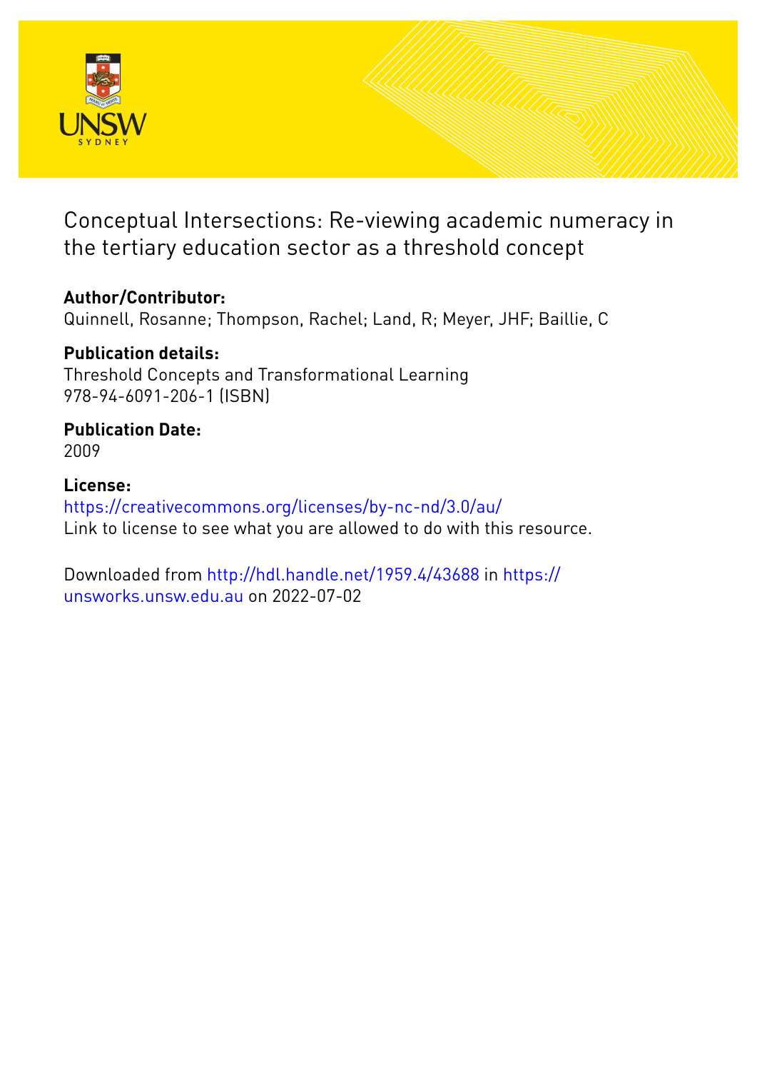# Conceptual Intersections: Re-viewing academic numeracy in the tertiary education sector as a threshold concept

**Author/Contributor:**
Quinnell, Rosanne; Thompson, Rachel; Land, R; Meyer, JHF; Baillie, C

**Publication details:**
Threshold Concepts and Transformational Learning
978-94-6091-206-1 (ISBN)

**Publication Date:**
2009

**License:**
https://creativecommons.org/licenses/by-nc-nd/3.0/au/
Link to license to see what you are allowed to do with this resource.

Downloaded from http://hdl.handle.net/1959.4/43688 in https://unsworks.unsw.edu.au on 2022-07-02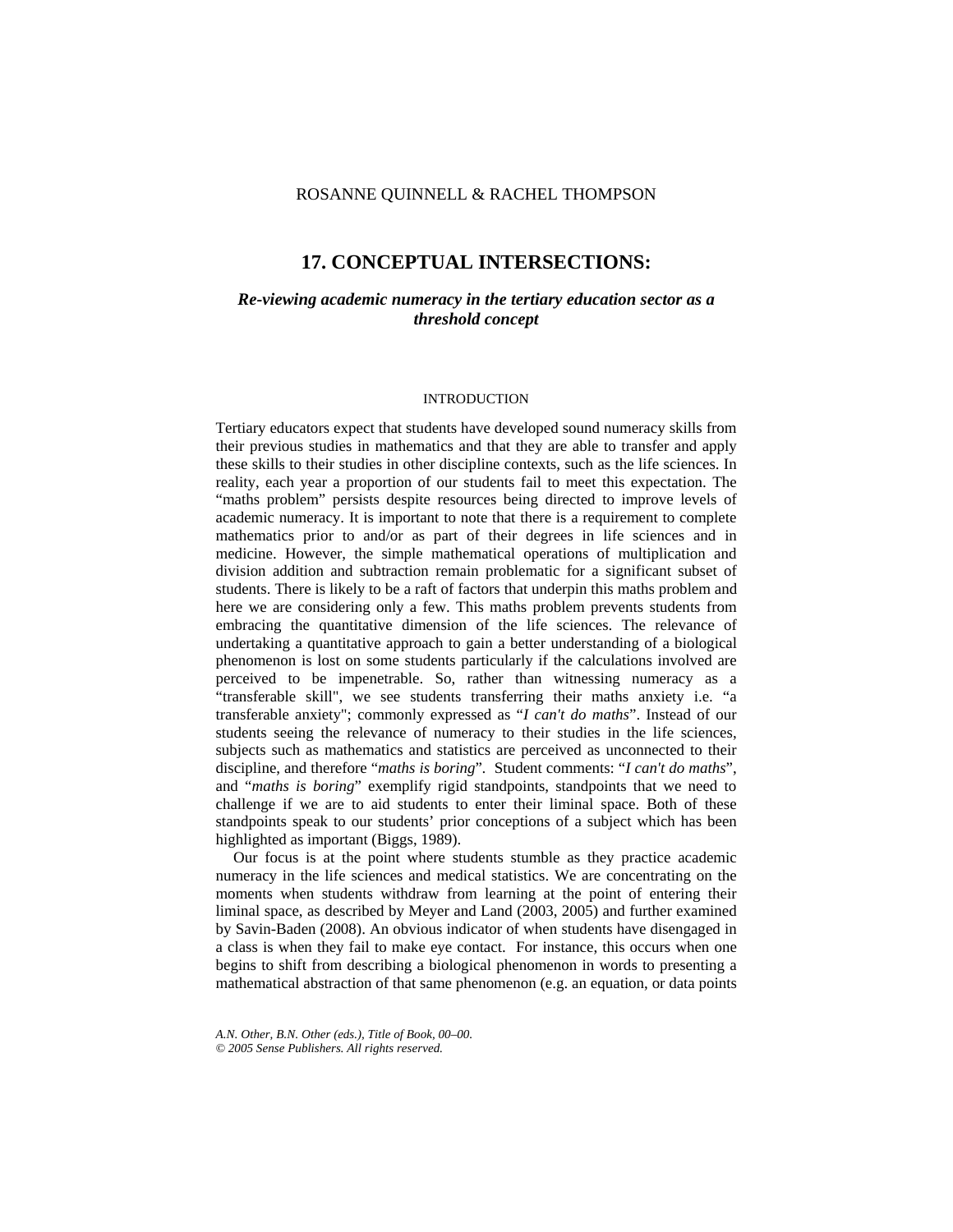ROSANNE QUINNELL & RACHEL THOMPSON

# 17. CONCEPTUAL INTERSECTIONS:

## *Re-viewing academic numeracy in the tertiary education sector as a threshold concept*

### INTRODUCTION

Tertiary educators expect that students have developed sound numeracy skills from their previous studies in mathematics and that they are able to transfer and apply these skills to their studies in other discipline contexts, such as the life sciences. In reality, each year a proportion of our students fail to meet this expectation. The "maths problem" persists despite resources being directed to improve levels of academic numeracy. It is important to note that there is a requirement to complete mathematics prior to and/or as part of their degrees in life sciences and in medicine. However, the simple mathematical operations of multiplication and division addition and subtraction remain problematic for a significant subset of students. There is likely to be a raft of factors that underpin this maths problem and here we are considering only a few. This maths problem prevents students from embracing the quantitative dimension of the life sciences. The relevance of undertaking a quantitative approach to gain a better understanding of a biological phenomenon is lost on some students particularly if the calculations involved are perceived to be impenetrable. So, rather than witnessing numeracy as a "transferable skill", we see students transferring their maths anxiety i.e. "a transferable anxiety"; commonly expressed as "*I can't do maths*". Instead of our students seeing the relevance of numeracy to their studies in the life sciences, subjects such as mathematics and statistics are perceived as unconnected to their discipline, and therefore "*maths is boring*". Student comments: "*I can't do maths*", and "*maths is boring*" exemplify rigid standpoints, standpoints that we need to challenge if we are to aid students to enter their liminal space. Both of these standpoints speak to our students' prior conceptions of a subject which has been highlighted as important (Biggs, 1989).

Our focus is at the point where students stumble as they practice academic numeracy in the life sciences and medical statistics. We are concentrating on the moments when students withdraw from learning at the point of entering their liminal space, as described by Meyer and Land (2003, 2005) and further examined by Savin-Baden (2008). An obvious indicator of when students have disengaged in a class is when they fail to make eye contact. For instance, this occurs when one begins to shift from describing a biological phenomenon in words to presenting a mathematical abstraction of that same phenomenon (e.g. an equation, or data points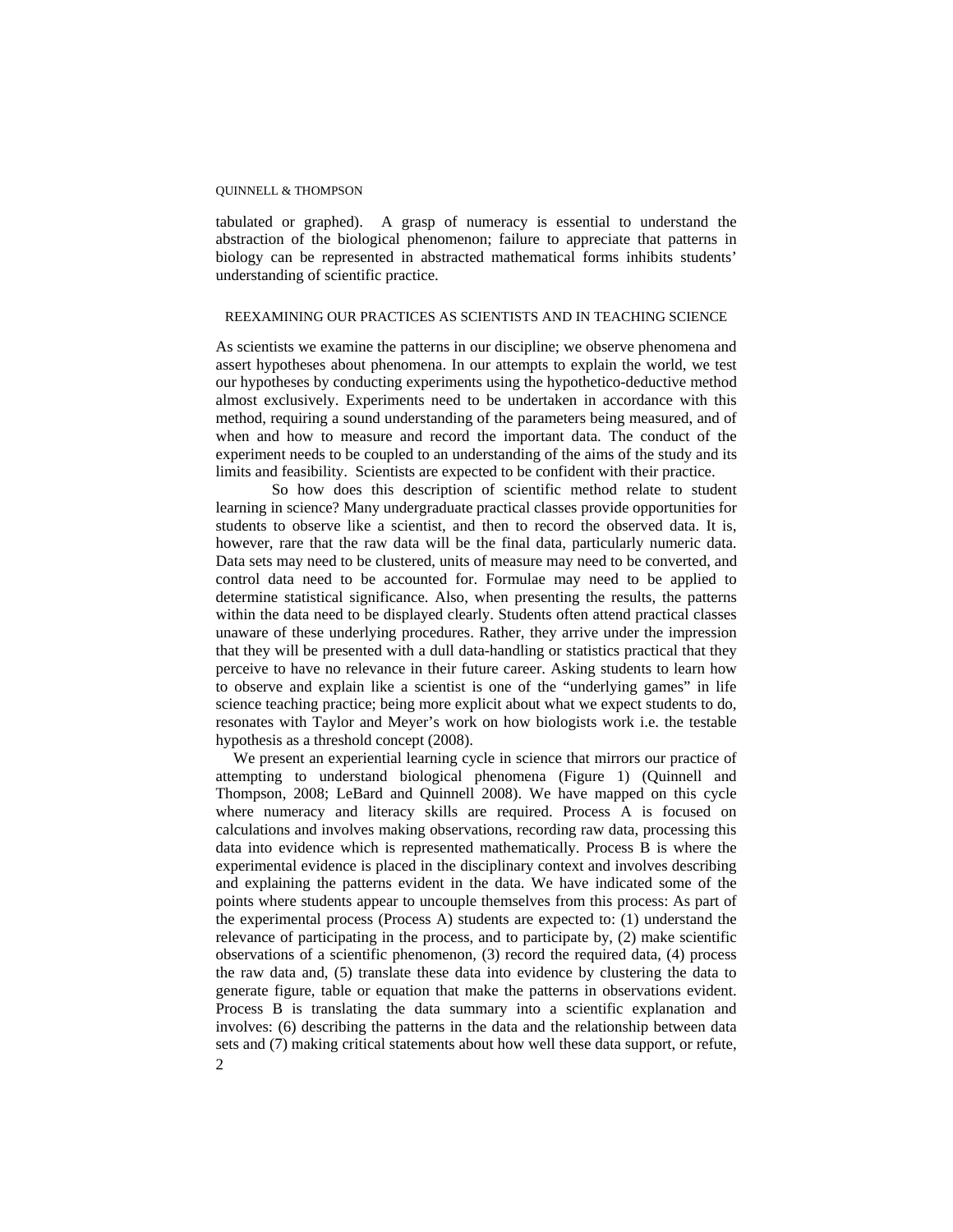tabulated or graphed). A grasp of numeracy is essential to understand the abstraction of the biological phenomenon; failure to appreciate that patterns in biology can be represented in abstracted mathematical forms inhibits students' understanding of scientific practice.

## REEXAMINING OUR PRACTICES AS SCIENTISTS AND IN TEACHING SCIENCE

As scientists we examine the patterns in our discipline; we observe phenomena and assert hypotheses about phenomena. In our attempts to explain the world, we test our hypotheses by conducting experiments using the hypothetico-deductive method almost exclusively. Experiments need to be undertaken in accordance with this method, requiring a sound understanding of the parameters being measured, and of when and how to measure and record the important data. The conduct of the experiment needs to be coupled to an understanding of the aims of the study and its limits and feasibility. Scientists are expected to be confident with their practice.

So how does this description of scientific method relate to student learning in science? Many undergraduate practical classes provide opportunities for students to observe like a scientist, and then to record the observed data. It is, however, rare that the raw data will be the final data, particularly numeric data. Data sets may need to be clustered, units of measure may need to be converted, and control data need to be accounted for. Formulae may need to be applied to determine statistical significance. Also, when presenting the results, the patterns within the data need to be displayed clearly. Students often attend practical classes unaware of these underlying procedures. Rather, they arrive under the impression that they will be presented with a dull data-handling or statistics practical that they perceive to have no relevance in their future career. Asking students to learn how to observe and explain like a scientist is one of the "underlying games" in life science teaching practice; being more explicit about what we expect students to do, resonates with Taylor and Meyer's work on how biologists work i.e. the testable hypothesis as a threshold concept (2008).

We present an experiential learning cycle in science that mirrors our practice of attempting to understand biological phenomena (Figure 1) (Quinnell and Thompson, 2008; LeBard and Quinnell 2008). We have mapped on this cycle where numeracy and literacy skills are required. Process A is focused on calculations and involves making observations, recording raw data, processing this data into evidence which is represented mathematically. Process B is where the experimental evidence is placed in the disciplinary context and involves describing and explaining the patterns evident in the data. We have indicated some of the points where students appear to uncouple themselves from this process: As part of the experimental process (Process A) students are expected to: (1) understand the relevance of participating in the process, and to participate by, (2) make scientific observations of a scientific phenomenon, (3) record the required data, (4) process the raw data and, (5) translate these data into evidence by clustering the data to generate figure, table or equation that make the patterns in observations evident. Process B is translating the data summary into a scientific explanation and involves: (6) describing the patterns in the data and the relationship between data sets and (7) making critical statements about how well these data support, or refute,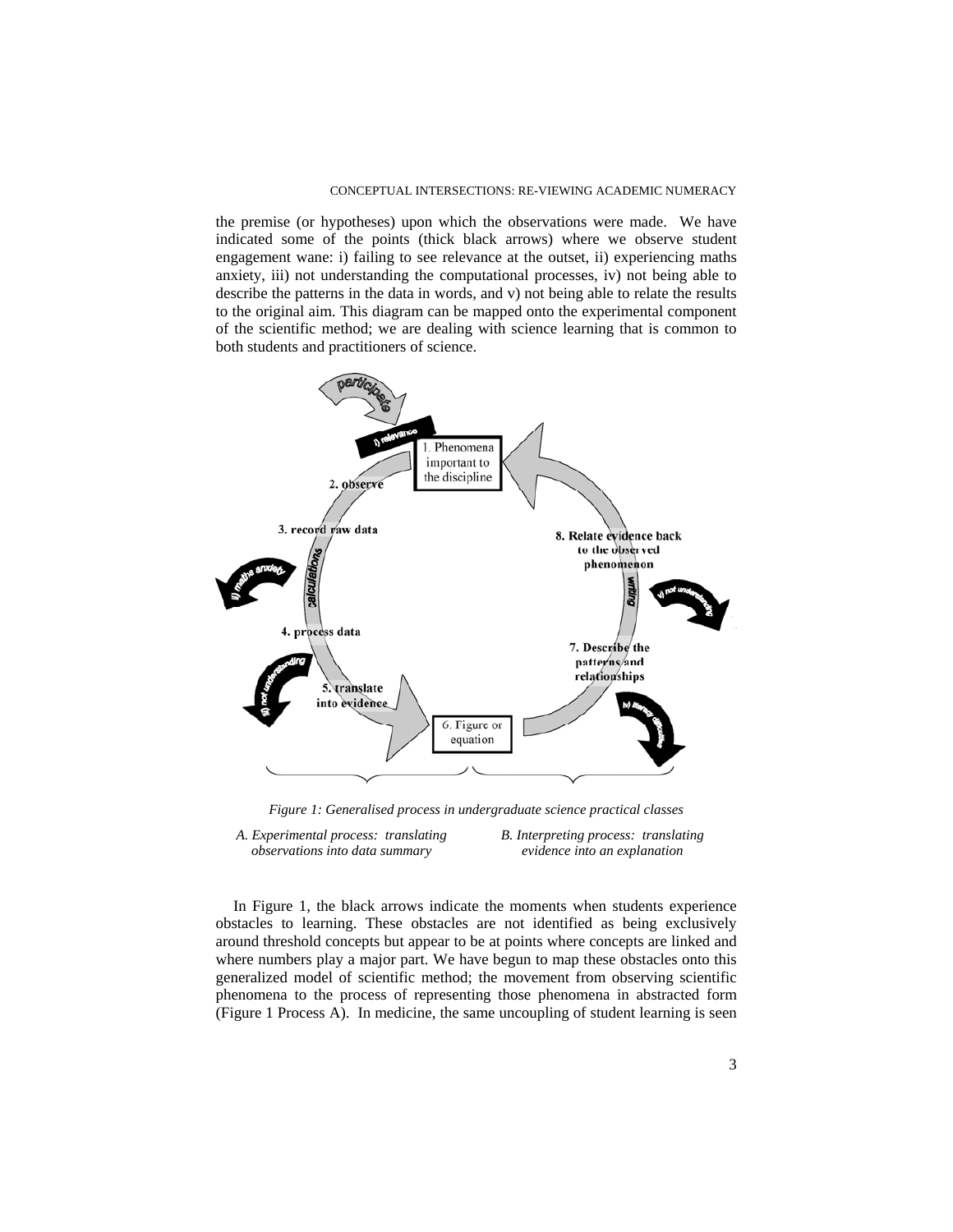the premise (or hypotheses) upon which the observations were made. We have indicated some of the points (thick black arrows) where we observe student engagement wane: i) failing to see relevance at the outset, ii) experiencing maths anxiety, iii) not understanding the computational processes, iv) not being able to describe the patterns in the data in words, and v) not being able to relate the results to the original aim. This diagram can be mapped onto the experimental component of the scientific method; we are dealing with science learning that is common to both students and practitioners of science.

*Figure 1: Generalised process in undergraduate science practical classes*

*A. Experimental process: translating observations into data summary*

*B. Interpreting process: translating evidence into an explanation*

In Figure 1, the black arrows indicate the moments when students experience obstacles to learning. These obstacles are not identified as being exclusively around threshold concepts but appear to be at points where concepts are linked and where numbers play a major part. We have begun to map these obstacles onto this generalized model of scientific method; the movement from observing scientific phenomena to the process of representing those phenomena in abstracted form (Figure 1 Process A). In medicine, the same uncoupling of student learning is seen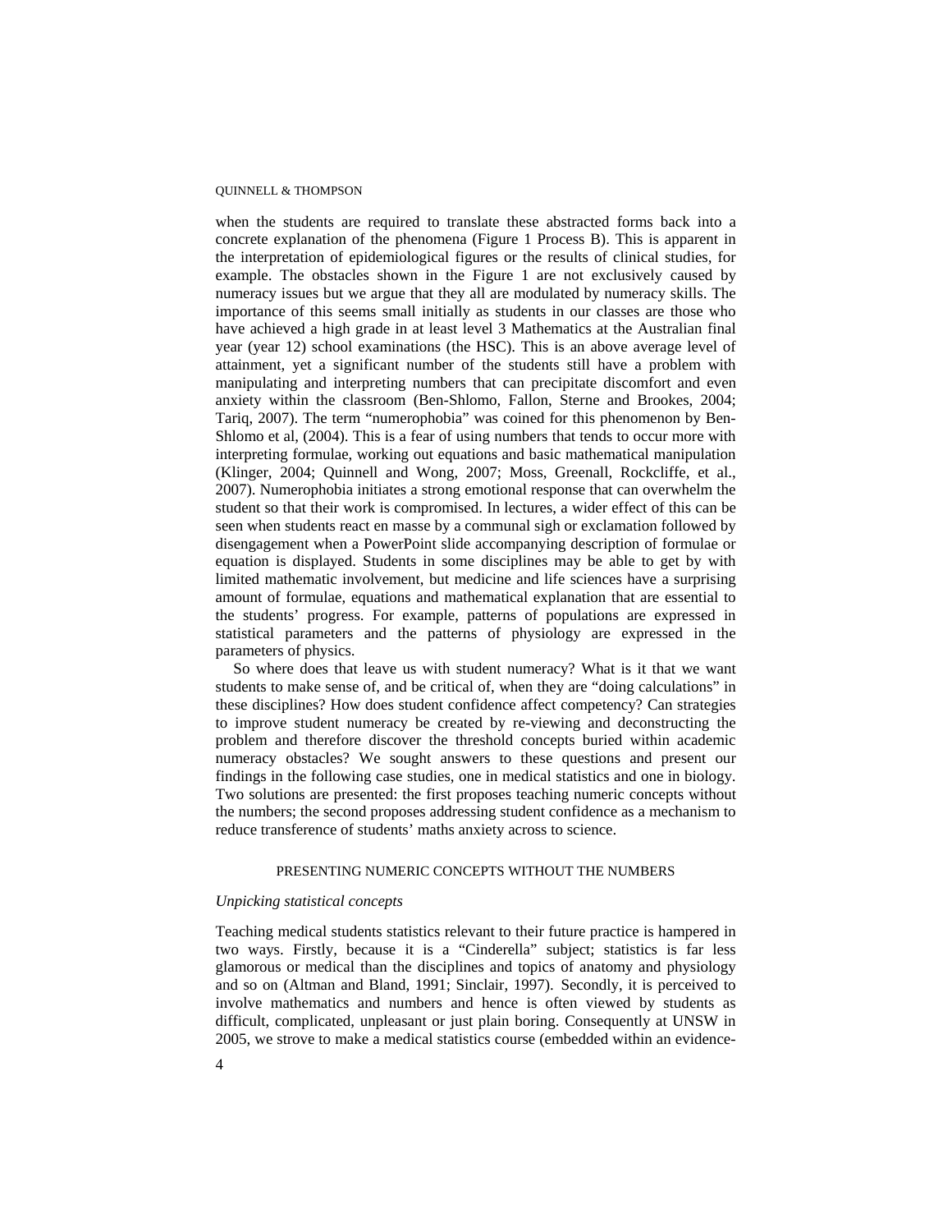when the students are required to translate these abstracted forms back into a concrete explanation of the phenomena (Figure 1 Process B). This is apparent in the interpretation of epidemiological figures or the results of clinical studies, for example. The obstacles shown in the Figure 1 are not exclusively caused by numeracy issues but we argue that they all are modulated by numeracy skills. The importance of this seems small initially as students in our classes are those who have achieved a high grade in at least level 3 Mathematics at the Australian final year (year 12) school examinations (the HSC). This is an above average level of attainment, yet a significant number of the students still have a problem with manipulating and interpreting numbers that can precipitate discomfort and even anxiety within the classroom (Ben-Shlomo, Fallon, Sterne and Brookes, 2004; Tariq, 2007). The term "numerophobia" was coined for this phenomenon by Ben-Shlomo et al, (2004). This is a fear of using numbers that tends to occur more with interpreting formulae, working out equations and basic mathematical manipulation (Klinger, 2004; Quinnell and Wong, 2007; Moss, Greenall, Rockcliffe, et al., 2007). Numerophobia initiates a strong emotional response that can overwhelm the student so that their work is compromised. In lectures, a wider effect of this can be seen when students react en masse by a communal sigh or exclamation followed by disengagement when a PowerPoint slide accompanying description of formulae or equation is displayed. Students in some disciplines may be able to get by with limited mathematic involvement, but medicine and life sciences have a surprising amount of formulae, equations and mathematical explanation that are essential to the students' progress. For example, patterns of populations are expressed in statistical parameters and the patterns of physiology are expressed in the parameters of physics.

So where does that leave us with student numeracy? What is it that we want students to make sense of, and be critical of, when they are "doing calculations" in these disciplines? How does student confidence affect competency? Can strategies to improve student numeracy be created by re-viewing and deconstructing the problem and therefore discover the threshold concepts buried within academic numeracy obstacles? We sought answers to these questions and present our findings in the following case studies, one in medical statistics and one in biology. Two solutions are presented: the first proposes teaching numeric concepts without the numbers; the second proposes addressing student confidence as a mechanism to reduce transference of students' maths anxiety across to science.

## PRESENTING NUMERIC CONCEPTS WITHOUT THE NUMBERS

### *Unpicking statistical concepts*

Teaching medical students statistics relevant to their future practice is hampered in two ways. Firstly, because it is a "Cinderella" subject; statistics is far less glamorous or medical than the disciplines and topics of anatomy and physiology and so on (Altman and Bland, 1991; Sinclair, 1997). Secondly, it is perceived to involve mathematics and numbers and hence is often viewed by students as difficult, complicated, unpleasant or just plain boring. Consequently at UNSW in 2005, we strove to make a medical statistics course (embedded within an evidence-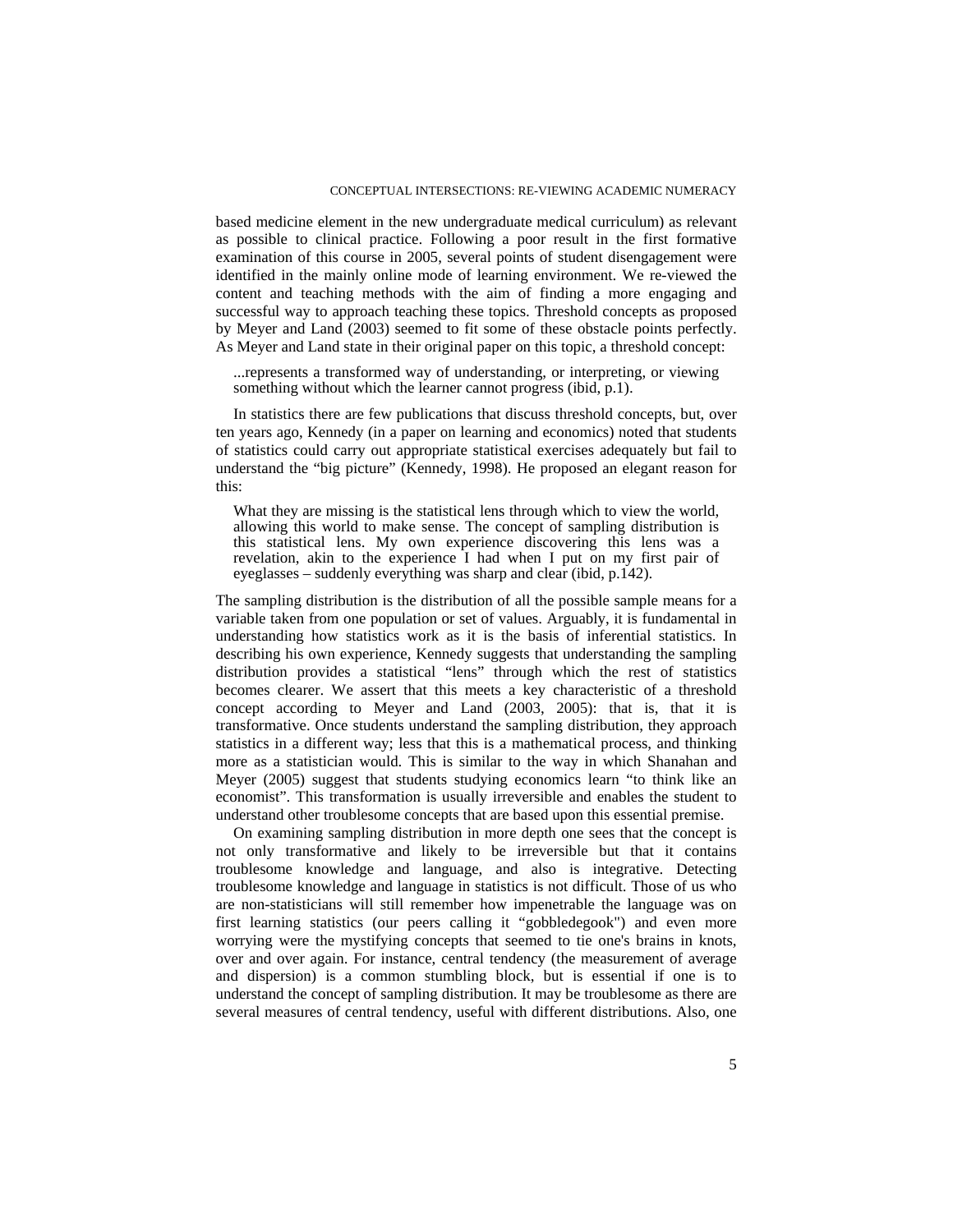based medicine element in the new undergraduate medical curriculum) as relevant as possible to clinical practice. Following a poor result in the first formative examination of this course in 2005, several points of student disengagement were identified in the mainly online mode of learning environment. We re-viewed the content and teaching methods with the aim of finding a more engaging and successful way to approach teaching these topics. Threshold concepts as proposed by Meyer and Land (2003) seemed to fit some of these obstacle points perfectly. As Meyer and Land state in their original paper on this topic, a threshold concept:

> ...represents a transformed way of understanding, or interpreting, or viewing something without which the learner cannot progress (ibid, p.1).

In statistics there are few publications that discuss threshold concepts, but, over ten years ago, Kennedy (in a paper on learning and economics) noted that students of statistics could carry out appropriate statistical exercises adequately but fail to understand the "big picture" (Kennedy, 1998). He proposed an elegant reason for this:

> What they are missing is the statistical lens through which to view the world, allowing this world to make sense. The concept of sampling distribution is this statistical lens. My own experience discovering this lens was a revelation, akin to the experience I had when I put on my first pair of eyeglasses – suddenly everything was sharp and clear (ibid, p.142).

The sampling distribution is the distribution of all the possible sample means for a variable taken from one population or set of values. Arguably, it is fundamental in understanding how statistics work as it is the basis of inferential statistics. In describing his own experience, Kennedy suggests that understanding the sampling distribution provides a statistical "lens" through which the rest of statistics becomes clearer. We assert that this meets a key characteristic of a threshold concept according to Meyer and Land (2003, 2005): that is, that it is transformative. Once students understand the sampling distribution, they approach statistics in a different way; less that this is a mathematical process, and thinking more as a statistician would. This is similar to the way in which Shanahan and Meyer (2005) suggest that students studying economics learn "to think like an economist". This transformation is usually irreversible and enables the student to understand other troublesome concepts that are based upon this essential premise.

On examining sampling distribution in more depth one sees that the concept is not only transformative and likely to be irreversible but that it contains troublesome knowledge and language, and also is integrative. Detecting troublesome knowledge and language in statistics is not difficult. Those of us who are non-statisticians will still remember how impenetrable the language was on first learning statistics (our peers calling it "gobbledegook") and even more worrying were the mystifying concepts that seemed to tie one's brains in knots, over and over again. For instance, central tendency (the measurement of average and dispersion) is a common stumbling block, but is essential if one is to understand the concept of sampling distribution. It may be troublesome as there are several measures of central tendency, useful with different distributions. Also, one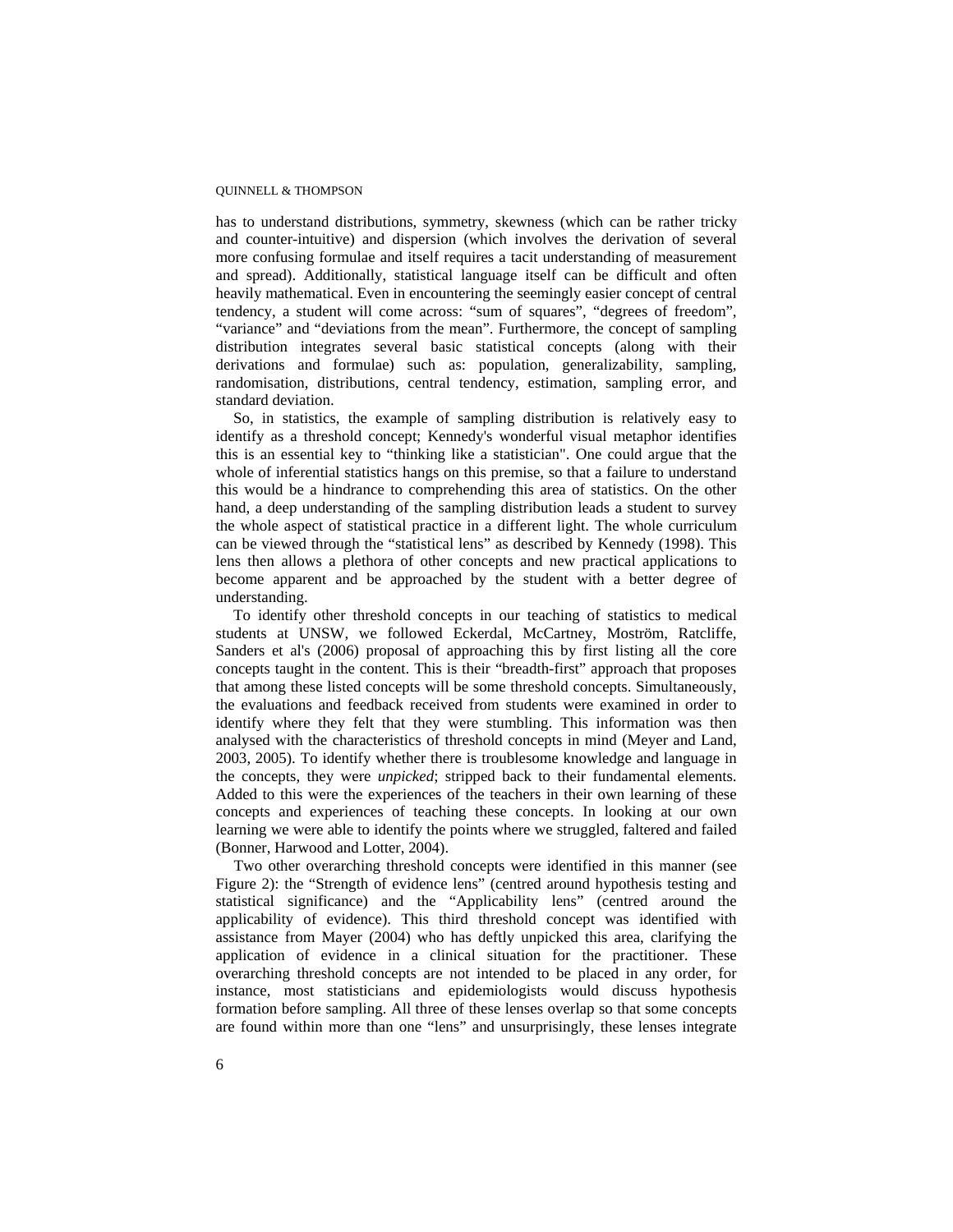has to understand distributions, symmetry, skewness (which can be rather tricky and counter-intuitive) and dispersion (which involves the derivation of several more confusing formulae and itself requires a tacit understanding of measurement and spread). Additionally, statistical language itself can be difficult and often heavily mathematical. Even in encountering the seemingly easier concept of central tendency, a student will come across: "sum of squares", "degrees of freedom", "variance" and "deviations from the mean". Furthermore, the concept of sampling distribution integrates several basic statistical concepts (along with their derivations and formulae) such as: population, generalizability, sampling, randomisation, distributions, central tendency, estimation, sampling error, and standard deviation.

So, in statistics, the example of sampling distribution is relatively easy to identify as a threshold concept; Kennedy's wonderful visual metaphor identifies this is an essential key to "thinking like a statistician". One could argue that the whole of inferential statistics hangs on this premise, so that a failure to understand this would be a hindrance to comprehending this area of statistics. On the other hand, a deep understanding of the sampling distribution leads a student to survey the whole aspect of statistical practice in a different light. The whole curriculum can be viewed through the "statistical lens" as described by Kennedy (1998). This lens then allows a plethora of other concepts and new practical applications to become apparent and be approached by the student with a better degree of understanding.

To identify other threshold concepts in our teaching of statistics to medical students at UNSW, we followed Eckerdal, McCartney, Moström, Ratcliffe, Sanders et al's (2006) proposal of approaching this by first listing all the core concepts taught in the content. This is their "breadth-first" approach that proposes that among these listed concepts will be some threshold concepts. Simultaneously, the evaluations and feedback received from students were examined in order to identify where they felt that they were stumbling. This information was then analysed with the characteristics of threshold concepts in mind (Meyer and Land, 2003, 2005). To identify whether there is troublesome knowledge and language in the concepts, they were *unpicked*; stripped back to their fundamental elements. Added to this were the experiences of the teachers in their own learning of these concepts and experiences of teaching these concepts. In looking at our own learning we were able to identify the points where we struggled, faltered and failed (Bonner, Harwood and Lotter, 2004).

Two other overarching threshold concepts were identified in this manner (see Figure 2): the "Strength of evidence lens" (centred around hypothesis testing and statistical significance) and the "Applicability lens" (centred around the applicability of evidence). This third threshold concept was identified with assistance from Mayer (2004) who has deftly unpicked this area, clarifying the application of evidence in a clinical situation for the practitioner. These overarching threshold concepts are not intended to be placed in any order, for instance, most statisticians and epidemiologists would discuss hypothesis formation before sampling. All three of these lenses overlap so that some concepts are found within more than one "lens" and unsurprisingly, these lenses integrate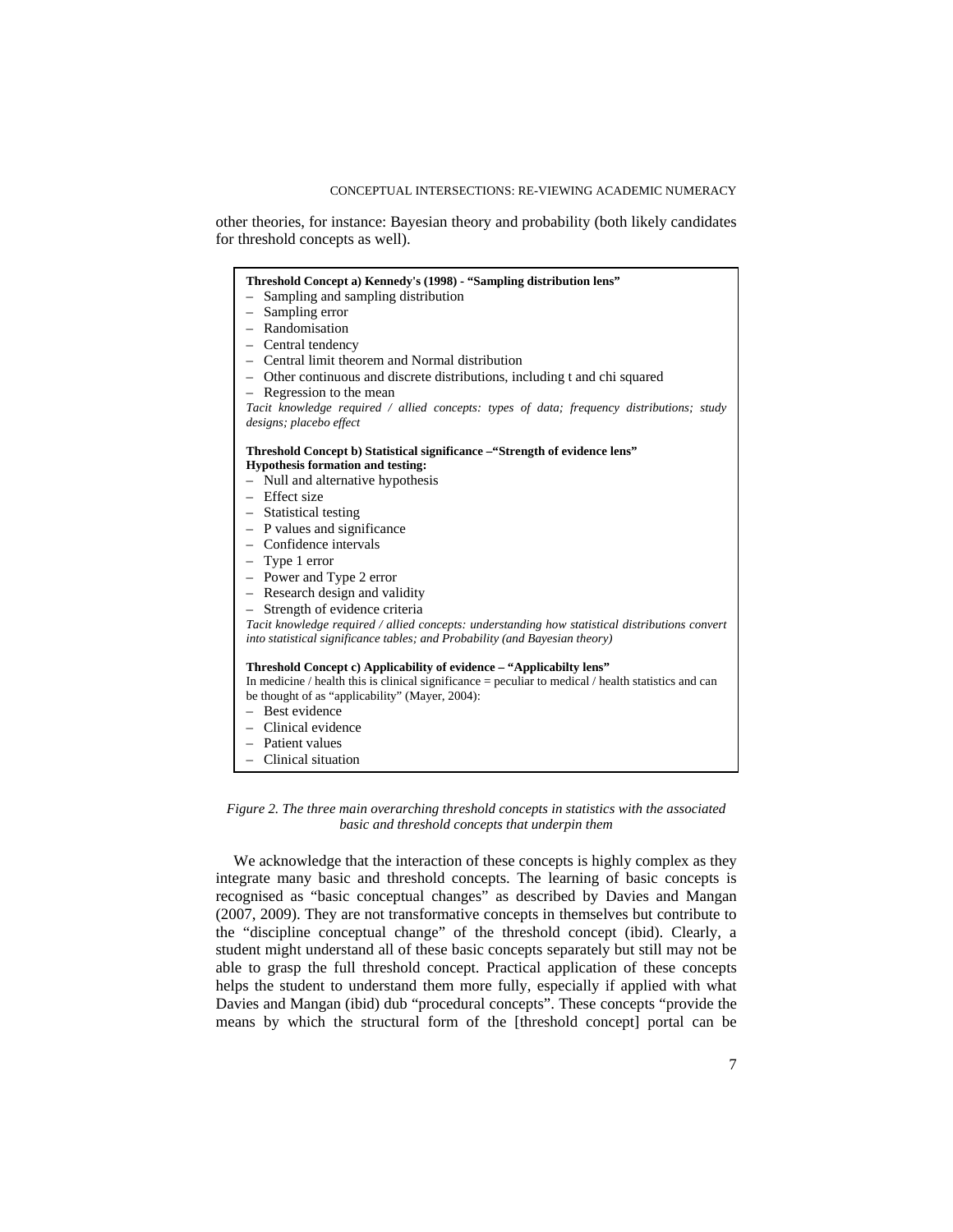other theories, for instance: Bayesian theory and probability (both likely candidates for threshold concepts as well).

**Threshold Concept a) Kennedy's (1998) - "Sampling distribution lens"**

- Sampling and sampling distribution
- Sampling error
- Randomisation
- Central tendency
- Central limit theorem and Normal distribution
- Other continuous and discrete distributions, including t and chi squared
- Regression to the mean

*Tacit knowledge required / allied concepts: types of data; frequency distributions; study designs; placebo effect*

**Threshold Concept b) Statistical significance –"Strength of evidence lens"**
**Hypothesis formation and testing:**

- Null and alternative hypothesis
- Effect size
- Statistical testing
- P values and significance
- Confidence intervals
- Type 1 error
- Power and Type 2 error
- Research design and validity
- Strength of evidence criteria

*Tacit knowledge required / allied concepts: understanding how statistical distributions convert into statistical significance tables; and Probability (and Bayesian theory)*

**Threshold Concept c) Applicability of evidence – "Applicabilty lens"**

In medicine / health this is clinical significance = peculiar to medical / health statistics and can be thought of as "applicability" (Mayer, 2004):

- Best evidence
- Clinical evidence
- Patient values
- Clinical situation

*Figure 2. The three main overarching threshold concepts in statistics with the associated basic and threshold concepts that underpin them*

We acknowledge that the interaction of these concepts is highly complex as they integrate many basic and threshold concepts. The learning of basic concepts is recognised as "basic conceptual changes" as described by Davies and Mangan (2007, 2009). They are not transformative concepts in themselves but contribute to the "discipline conceptual change" of the threshold concept (ibid). Clearly, a student might understand all of these basic concepts separately but still may not be able to grasp the full threshold concept. Practical application of these concepts helps the student to understand them more fully, especially if applied with what Davies and Mangan (ibid) dub "procedural concepts". These concepts "provide the means by which the structural form of the [threshold concept] portal can be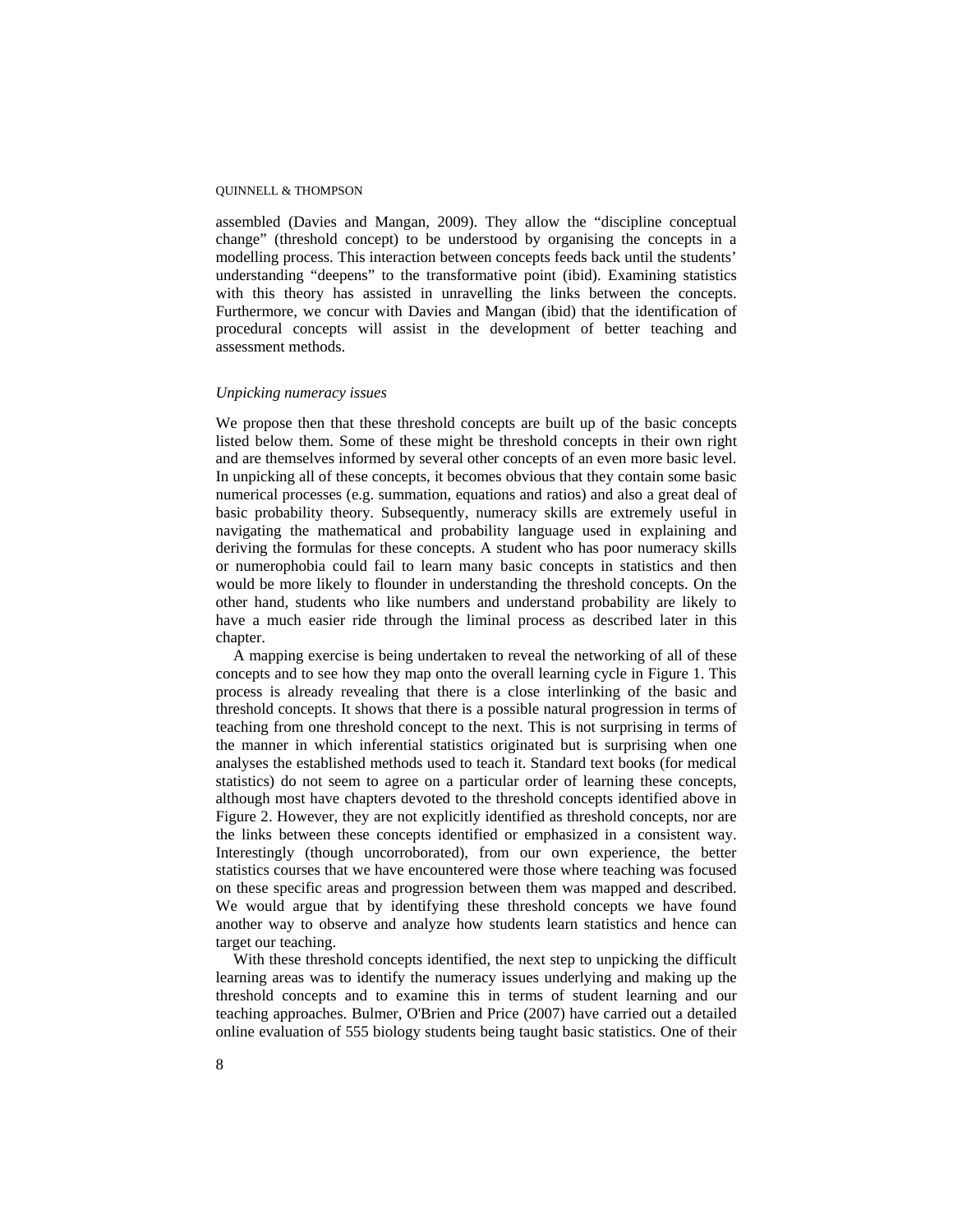assembled (Davies and Mangan, 2009). They allow the "discipline conceptual change" (threshold concept) to be understood by organising the concepts in a modelling process. This interaction between concepts feeds back until the students' understanding "deepens" to the transformative point (ibid). Examining statistics with this theory has assisted in unravelling the links between the concepts. Furthermore, we concur with Davies and Mangan (ibid) that the identification of procedural concepts will assist in the development of better teaching and assessment methods.

### *Unpicking numeracy issues*

We propose then that these threshold concepts are built up of the basic concepts listed below them. Some of these might be threshold concepts in their own right and are themselves informed by several other concepts of an even more basic level. In unpicking all of these concepts, it becomes obvious that they contain some basic numerical processes (e.g. summation, equations and ratios) and also a great deal of basic probability theory. Subsequently, numeracy skills are extremely useful in navigating the mathematical and probability language used in explaining and deriving the formulas for these concepts. A student who has poor numeracy skills or numerophobia could fail to learn many basic concepts in statistics and then would be more likely to flounder in understanding the threshold concepts. On the other hand, students who like numbers and understand probability are likely to have a much easier ride through the liminal process as described later in this chapter.

A mapping exercise is being undertaken to reveal the networking of all of these concepts and to see how they map onto the overall learning cycle in Figure 1. This process is already revealing that there is a close interlinking of the basic and threshold concepts. It shows that there is a possible natural progression in terms of teaching from one threshold concept to the next. This is not surprising in terms of the manner in which inferential statistics originated but is surprising when one analyses the established methods used to teach it. Standard text books (for medical statistics) do not seem to agree on a particular order of learning these concepts, although most have chapters devoted to the threshold concepts identified above in Figure 2. However, they are not explicitly identified as threshold concepts, nor are the links between these concepts identified or emphasized in a consistent way. Interestingly (though uncorroborated), from our own experience, the better statistics courses that we have encountered were those where teaching was focused on these specific areas and progression between them was mapped and described. We would argue that by identifying these threshold concepts we have found another way to observe and analyze how students learn statistics and hence can target our teaching.

With these threshold concepts identified, the next step to unpicking the difficult learning areas was to identify the numeracy issues underlying and making up the threshold concepts and to examine this in terms of student learning and our teaching approaches. Bulmer, O'Brien and Price (2007) have carried out a detailed online evaluation of 555 biology students being taught basic statistics. One of their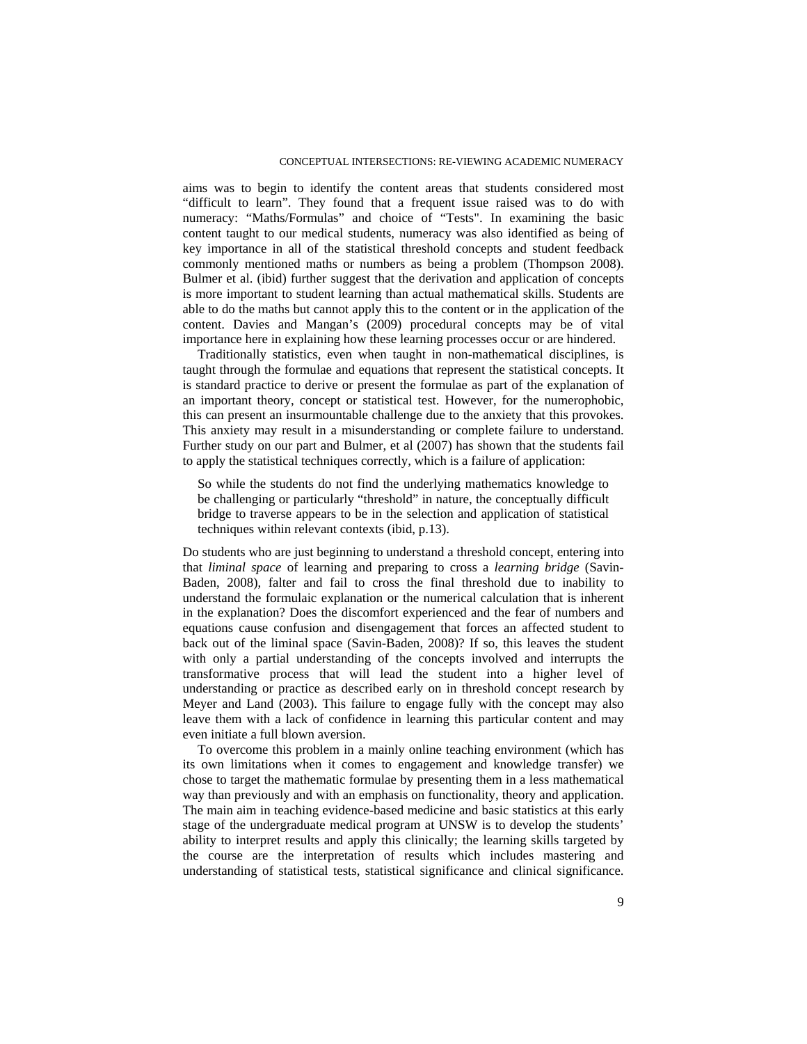aims was to begin to identify the content areas that students considered most "difficult to learn". They found that a frequent issue raised was to do with numeracy: "Maths/Formulas" and choice of "Tests". In examining the basic content taught to our medical students, numeracy was also identified as being of key importance in all of the statistical threshold concepts and student feedback commonly mentioned maths or numbers as being a problem (Thompson 2008). Bulmer et al. (ibid) further suggest that the derivation and application of concepts is more important to student learning than actual mathematical skills. Students are able to do the maths but cannot apply this to the content or in the application of the content. Davies and Mangan's (2009) procedural concepts may be of vital importance here in explaining how these learning processes occur or are hindered.

Traditionally statistics, even when taught in non-mathematical disciplines, is taught through the formulae and equations that represent the statistical concepts. It is standard practice to derive or present the formulae as part of the explanation of an important theory, concept or statistical test. However, for the numerophobic, this can present an insurmountable challenge due to the anxiety that this provokes. This anxiety may result in a misunderstanding or complete failure to understand. Further study on our part and Bulmer, et al (2007) has shown that the students fail to apply the statistical techniques correctly, which is a failure of application:

> So while the students do not find the underlying mathematics knowledge to be challenging or particularly "threshold" in nature, the conceptually difficult bridge to traverse appears to be in the selection and application of statistical techniques within relevant contexts (ibid, p.13).

Do students who are just beginning to understand a threshold concept, entering into that *liminal space* of learning and preparing to cross a *learning bridge* (Savin-Baden, 2008), falter and fail to cross the final threshold due to inability to understand the formulaic explanation or the numerical calculation that is inherent in the explanation? Does the discomfort experienced and the fear of numbers and equations cause confusion and disengagement that forces an affected student to back out of the liminal space (Savin-Baden, 2008)? If so, this leaves the student with only a partial understanding of the concepts involved and interrupts the transformative process that will lead the student into a higher level of understanding or practice as described early on in threshold concept research by Meyer and Land (2003). This failure to engage fully with the concept may also leave them with a lack of confidence in learning this particular content and may even initiate a full blown aversion.

To overcome this problem in a mainly online teaching environment (which has its own limitations when it comes to engagement and knowledge transfer) we chose to target the mathematic formulae by presenting them in a less mathematical way than previously and with an emphasis on functionality, theory and application. The main aim in teaching evidence-based medicine and basic statistics at this early stage of the undergraduate medical program at UNSW is to develop the students' ability to interpret results and apply this clinically; the learning skills targeted by the course are the interpretation of results which includes mastering and understanding of statistical tests, statistical significance and clinical significance.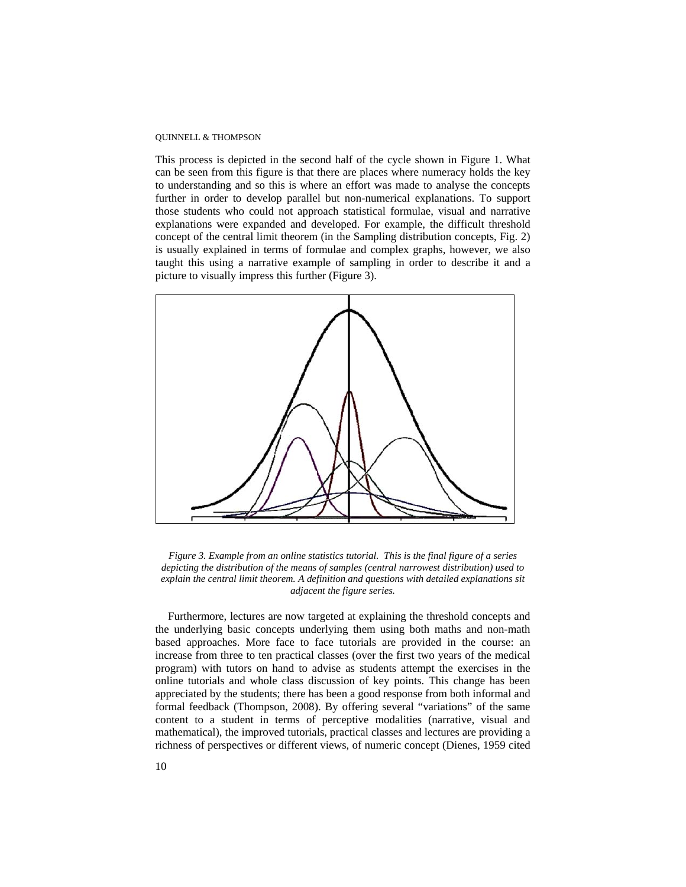This process is depicted in the second half of the cycle shown in Figure 1. What can be seen from this figure is that there are places where numeracy holds the key to understanding and so this is where an effort was made to analyse the concepts further in order to develop parallel but non-numerical explanations. To support those students who could not approach statistical formulae, visual and narrative explanations were expanded and developed. For example, the difficult threshold concept of the central limit theorem (in the Sampling distribution concepts, Fig. 2) is usually explained in terms of formulae and complex graphs, however, we also taught this using a narrative example of sampling in order to describe it and a picture to visually impress this further (Figure 3).

*Figure 3. Example from an online statistics tutorial. This is the final figure of a series depicting the distribution of the means of samples (central narrowest distribution) used to explain the central limit theorem. A definition and questions with detailed explanations sit adjacent the figure series.*

Furthermore, lectures are now targeted at explaining the threshold concepts and the underlying basic concepts underlying them using both maths and non-math based approaches. More face to face tutorials are provided in the course: an increase from three to ten practical classes (over the first two years of the medical program) with tutors on hand to advise as students attempt the exercises in the online tutorials and whole class discussion of key points. This change has been appreciated by the students; there has been a good response from both informal and formal feedback (Thompson, 2008). By offering several "variations" of the same content to a student in terms of perceptive modalities (narrative, visual and mathematical), the improved tutorials, practical classes and lectures are providing a richness of perspectives or different views, of numeric concept (Dienes, 1959 cited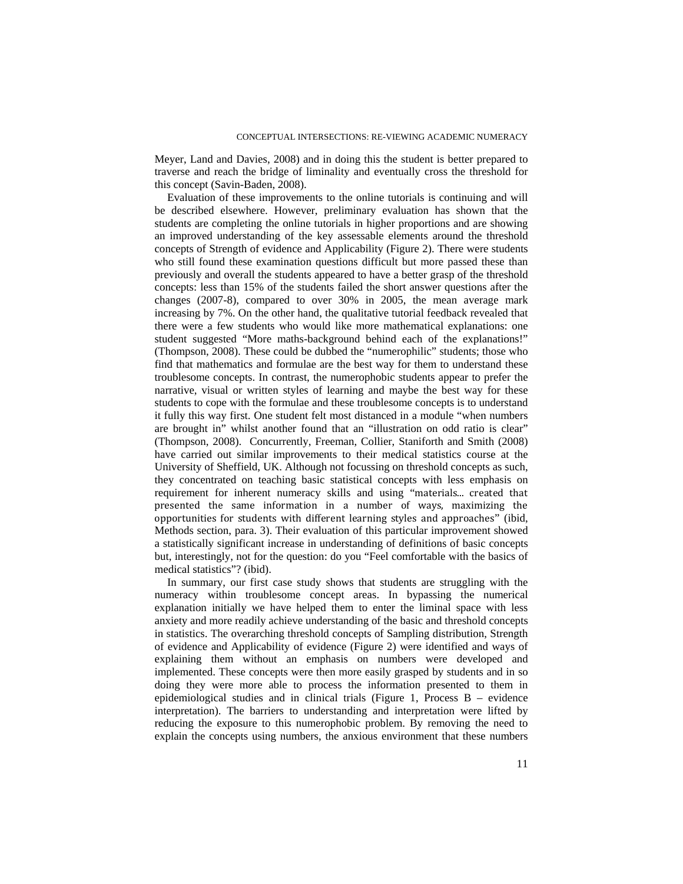Meyer, Land and Davies, 2008) and in doing this the student is better prepared to traverse and reach the bridge of liminality and eventually cross the threshold for this concept (Savin-Baden, 2008).

Evaluation of these improvements to the online tutorials is continuing and will be described elsewhere. However, preliminary evaluation has shown that the students are completing the online tutorials in higher proportions and are showing an improved understanding of the key assessable elements around the threshold concepts of Strength of evidence and Applicability (Figure 2). There were students who still found these examination questions difficult but more passed these than previously and overall the students appeared to have a better grasp of the threshold concepts: less than 15% of the students failed the short answer questions after the changes (2007-8), compared to over 30% in 2005, the mean average mark increasing by 7%. On the other hand, the qualitative tutorial feedback revealed that there were a few students who would like more mathematical explanations: one student suggested "More maths-background behind each of the explanations!" (Thompson, 2008). These could be dubbed the "numerophilic" students; those who find that mathematics and formulae are the best way for them to understand these troublesome concepts. In contrast, the numerophobic students appear to prefer the narrative, visual or written styles of learning and maybe the best way for these students to cope with the formulae and these troublesome concepts is to understand it fully this way first. One student felt most distanced in a module "when numbers are brought in" whilst another found that an "illustration on odd ratio is clear" (Thompson, 2008). Concurrently, Freeman, Collier, Staniforth and Smith (2008) have carried out similar improvements to their medical statistics course at the University of Sheffield, UK. Although not focussing on threshold concepts as such, they concentrated on teaching basic statistical concepts with less emphasis on requirement for inherent numeracy skills and using "materials... created that presented the same information in a number of ways, maximizing the opportunities for students with different learning styles and approaches" (ibid, Methods section, para. 3). Their evaluation of this particular improvement showed a statistically significant increase in understanding of definitions of basic concepts but, interestingly, not for the question: do you "Feel comfortable with the basics of medical statistics"? (ibid).

In summary, our first case study shows that students are struggling with the numeracy within troublesome concept areas. In bypassing the numerical explanation initially we have helped them to enter the liminal space with less anxiety and more readily achieve understanding of the basic and threshold concepts in statistics. The overarching threshold concepts of Sampling distribution, Strength of evidence and Applicability of evidence (Figure 2) were identified and ways of explaining them without an emphasis on numbers were developed and implemented. These concepts were then more easily grasped by students and in so doing they were more able to process the information presented to them in epidemiological studies and in clinical trials (Figure 1, Process B – evidence interpretation). The barriers to understanding and interpretation were lifted by reducing the exposure to this numerophobic problem. By removing the need to explain the concepts using numbers, the anxious environment that these numbers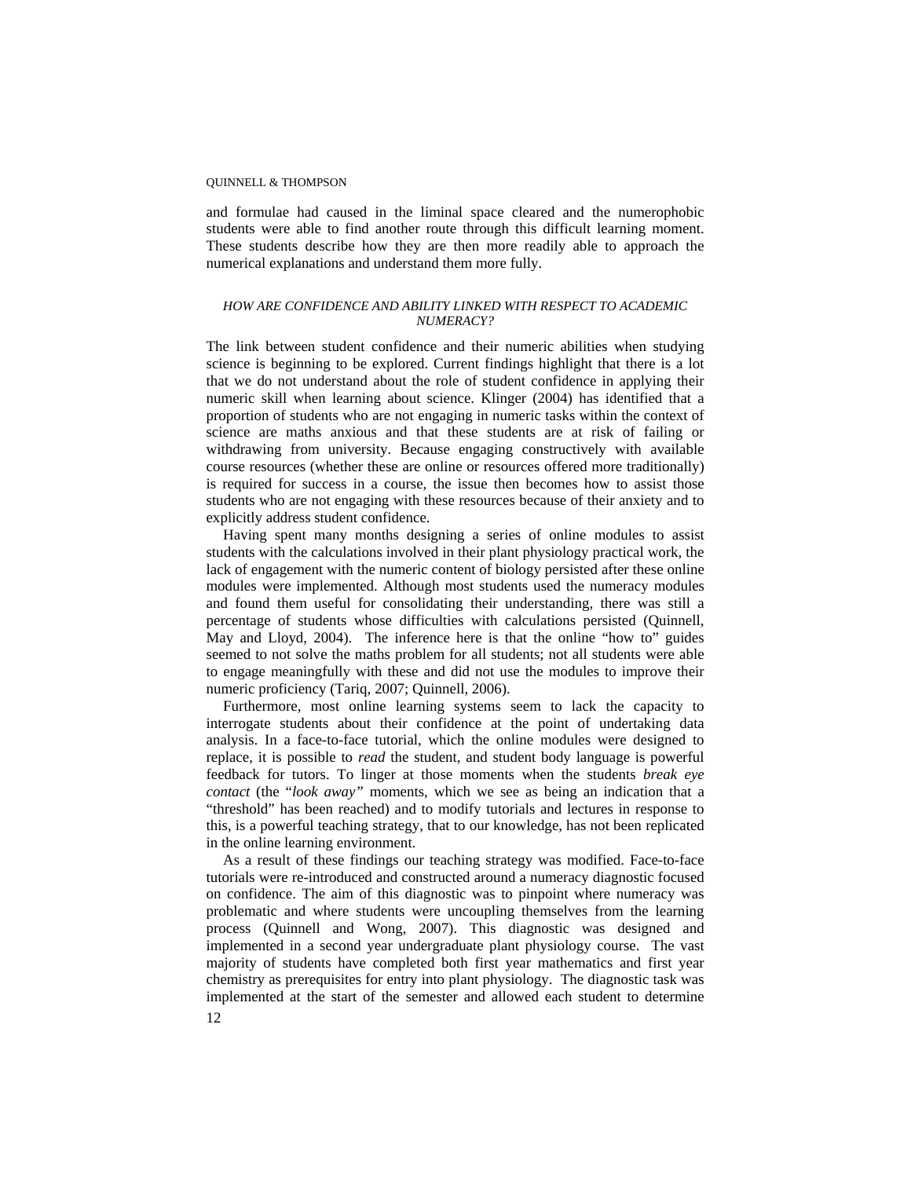and formulae had caused in the liminal space cleared and the numerophobic students were able to find another route through this difficult learning moment. These students describe how they are then more readily able to approach the numerical explanations and understand them more fully.

### *HOW ARE CONFIDENCE AND ABILITY LINKED WITH RESPECT TO ACADEMIC NUMERACY?*

The link between student confidence and their numeric abilities when studying science is beginning to be explored. Current findings highlight that there is a lot that we do not understand about the role of student confidence in applying their numeric skill when learning about science. Klinger (2004) has identified that a proportion of students who are not engaging in numeric tasks within the context of science are maths anxious and that these students are at risk of failing or withdrawing from university. Because engaging constructively with available course resources (whether these are online or resources offered more traditionally) is required for success in a course, the issue then becomes how to assist those students who are not engaging with these resources because of their anxiety and to explicitly address student confidence.

Having spent many months designing a series of online modules to assist students with the calculations involved in their plant physiology practical work, the lack of engagement with the numeric content of biology persisted after these online modules were implemented. Although most students used the numeracy modules and found them useful for consolidating their understanding, there was still a percentage of students whose difficulties with calculations persisted (Quinnell, May and Lloyd, 2004). The inference here is that the online "how to" guides seemed to not solve the maths problem for all students; not all students were able to engage meaningfully with these and did not use the modules to improve their numeric proficiency (Tariq, 2007; Quinnell, 2006).

Furthermore, most online learning systems seem to lack the capacity to interrogate students about their confidence at the point of undertaking data analysis. In a face-to-face tutorial, which the online modules were designed to replace, it is possible to *read* the student, and student body language is powerful feedback for tutors. To linger at those moments when the students *break eye contact* (the "*look away"* moments, which we see as being an indication that a "threshold" has been reached) and to modify tutorials and lectures in response to this, is a powerful teaching strategy, that to our knowledge, has not been replicated in the online learning environment.

As a result of these findings our teaching strategy was modified. Face-to-face tutorials were re-introduced and constructed around a numeracy diagnostic focused on confidence. The aim of this diagnostic was to pinpoint where numeracy was problematic and where students were uncoupling themselves from the learning process (Quinnell and Wong, 2007). This diagnostic was designed and implemented in a second year undergraduate plant physiology course. The vast majority of students have completed both first year mathematics and first year chemistry as prerequisites for entry into plant physiology. The diagnostic task was implemented at the start of the semester and allowed each student to determine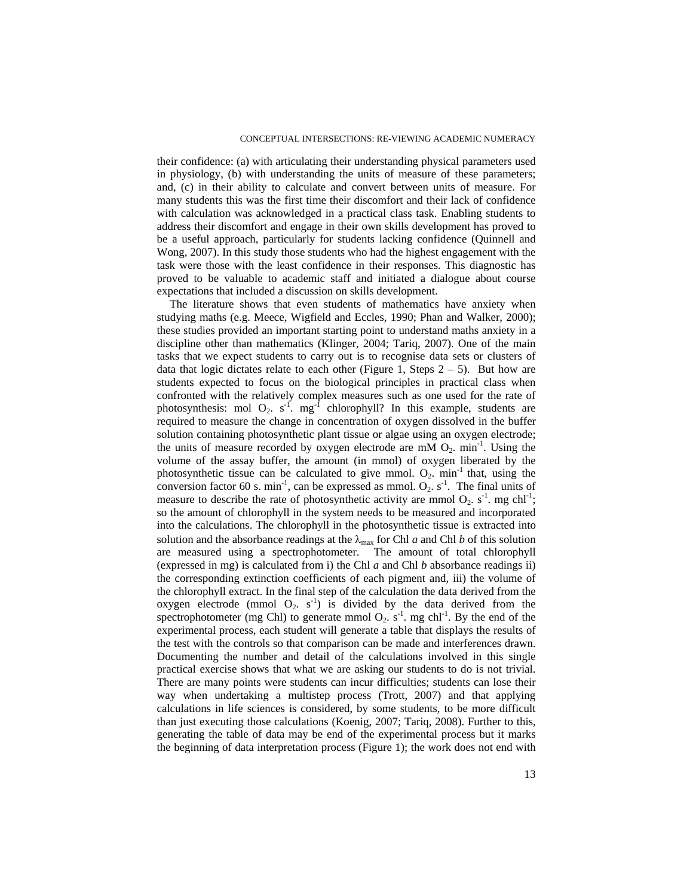their confidence: (a) with articulating their understanding physical parameters used in physiology, (b) with understanding the units of measure of these parameters; and, (c) in their ability to calculate and convert between units of measure. For many students this was the first time their discomfort and their lack of confidence with calculation was acknowledged in a practical class task. Enabling students to address their discomfort and engage in their own skills development has proved to be a useful approach, particularly for students lacking confidence (Quinnell and Wong, 2007). In this study those students who had the highest engagement with the task were those with the least confidence in their responses. This diagnostic has proved to be valuable to academic staff and initiated a dialogue about course expectations that included a discussion on skills development.

The literature shows that even students of mathematics have anxiety when studying maths (e.g. Meece, Wigfield and Eccles, 1990; Phan and Walker, 2000); these studies provided an important starting point to understand maths anxiety in a discipline other than mathematics (Klinger, 2004; Tariq, 2007). One of the main tasks that we expect students to carry out is to recognise data sets or clusters of data that logic dictates relate to each other (Figure 1, Steps 2 – 5). But how are students expected to focus on the biological principles in practical class when confronted with the relatively complex measures such as one used for the rate of photosynthesis: mol $O_2$. $s^{-1}$. $mg^{-1}$ chlorophyll? In this example, students are required to measure the change in concentration of oxygen dissolved in the buffer solution containing photosynthetic plant tissue or algae using an oxygen electrode; the units of measure recorded by oxygen electrode are mM $O_2$. $min^{-1}$. Using the volume of the assay buffer, the amount (in mmol) of oxygen liberated by the photosynthetic tissue can be calculated to give mmol. $O_2$. $min^{-1}$ that, using the conversion factor 60 s. $min^{-1}$, can be expressed as mmol. $O_2$. $s^{-1}$. The final units of measure to describe the rate of photosynthetic activity are mmol $O_2$. $s^{-1}$. mg $chl^{-1}$; so the amount of chlorophyll in the system needs to be measured and incorporated into the calculations. The chlorophyll in the photosynthetic tissue is extracted into solution and the absorbance readings at the $\lambda_{max}$ for Chl *a* and Chl *b* of this solution are measured using a spectrophotometer. The amount of total chlorophyll (expressed in mg) is calculated from i) the Chl *a* and Chl *b* absorbance readings ii) the corresponding extinction coefficients of each pigment and, iii) the volume of the chlorophyll extract. In the final step of the calculation the data derived from the oxygen electrode (mmol $O_2$. $s^{-1}$) is divided by the data derived from the spectrophotometer (mg Chl) to generate mmol $O_2$. $s^{-1}$. mg $chl^{-1}$. By the end of the experimental process, each student will generate a table that displays the results of the test with the controls so that comparison can be made and interferences drawn. Documenting the number and detail of the calculations involved in this single practical exercise shows that what we are asking our students to do is not trivial. There are many points were students can incur difficulties; students can lose their way when undertaking a multistep process (Trott, 2007) and that applying calculations in life sciences is considered, by some students, to be more difficult than just executing those calculations (Koenig, 2007; Tariq, 2008). Further to this, generating the table of data may be end of the experimental process but it marks the beginning of data interpretation process (Figure 1); the work does not end with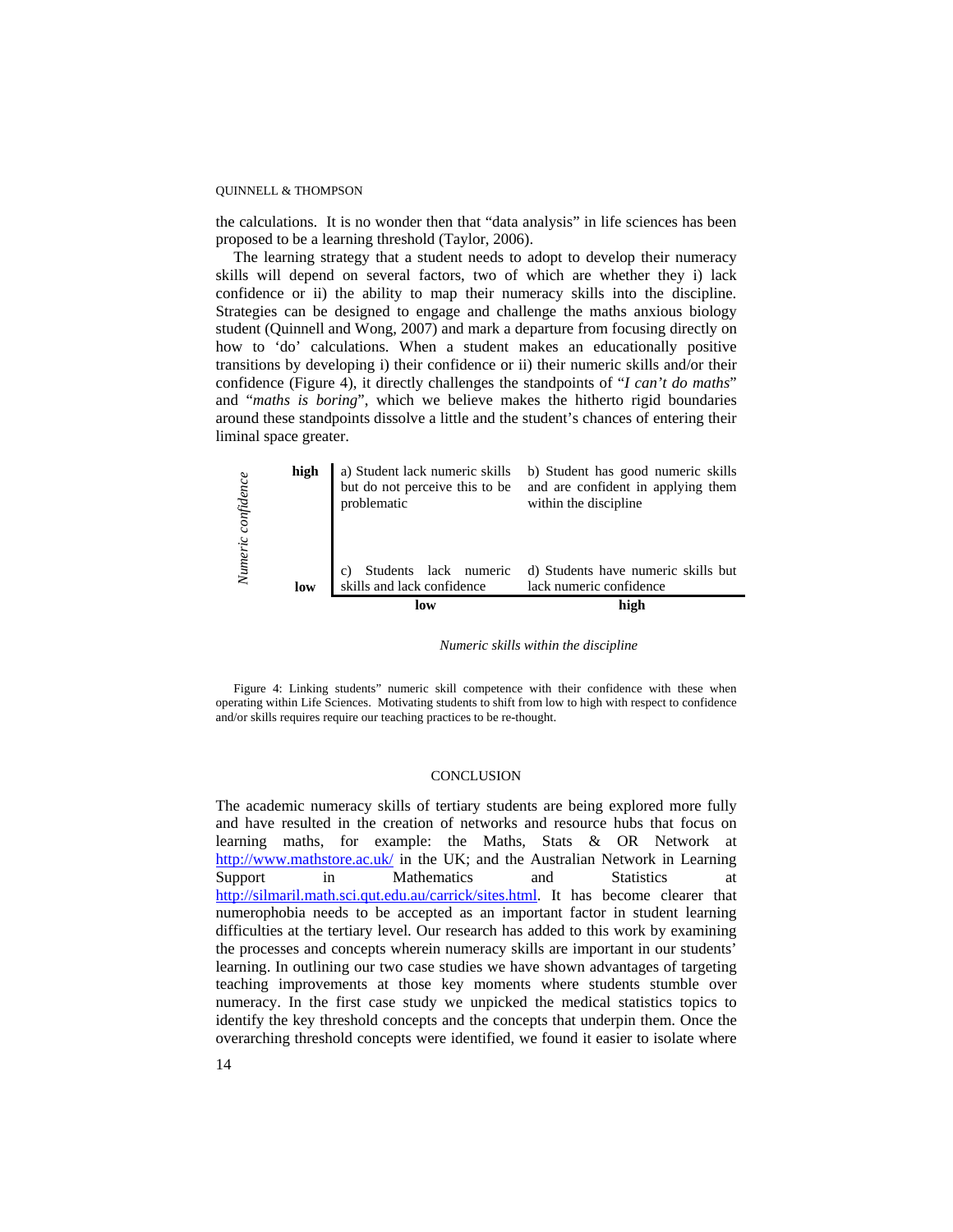the calculations. It is no wonder then that "data analysis" in life sciences has been proposed to be a learning threshold (Taylor, 2006).

The learning strategy that a student needs to adopt to develop their numeracy skills will depend on several factors, two of which are whether they i) lack confidence or ii) the ability to map their numeracy skills into the discipline. Strategies can be designed to engage and challenge the maths anxious biology student (Quinnell and Wong, 2007) and mark a departure from focusing directly on how to 'do' calculations. When a student makes an educationally positive transitions by developing i) their confidence or ii) their numeric skills and/or their confidence (Figure 4), it directly challenges the standpoints of "*I can't do maths*" and "*maths is boring*", which we believe makes the hitherto rigid boundaries around these standpoints dissolve a little and the student's chances of entering their liminal space greater.

| *Numeric confidence* | **low** (Numeric skills within the discipline) | **high** (Numeric skills within the discipline) |
|---|---|---|
| **high** | a) Student lack numeric skills but do not perceive this to be problematic | b) Student has good numeric skills and are confident in applying them within the discipline |
| **low** | c) Students lack numeric skills and lack confidence | d) Students have numeric skills but lack numeric confidence |

*Numeric skills within the discipline*

Figure 4: Linking students" numeric skill competence with their confidence with these when operating within Life Sciences. Motivating students to shift from low to high with respect to confidence and/or skills requires require our teaching practices to be re-thought.

## CONCLUSION

The academic numeracy skills of tertiary students are being explored more fully and have resulted in the creation of networks and resource hubs that focus on learning maths, for example: the Maths, Stats & OR Network at http://www.mathstore.ac.uk/ in the UK; and the Australian Network in Learning Support in Mathematics and Statistics at http://silmaril.math.sci.qut.edu.au/carrick/sites.html. It has become clearer that numerophobia needs to be accepted as an important factor in student learning difficulties at the tertiary level. Our research has added to this work by examining the processes and concepts wherein numeracy skills are important in our students' learning. In outlining our two case studies we have shown advantages of targeting teaching improvements at those key moments where students stumble over numeracy. In the first case study we unpicked the medical statistics topics to identify the key threshold concepts and the concepts that underpin them. Once the overarching threshold concepts were identified, we found it easier to isolate where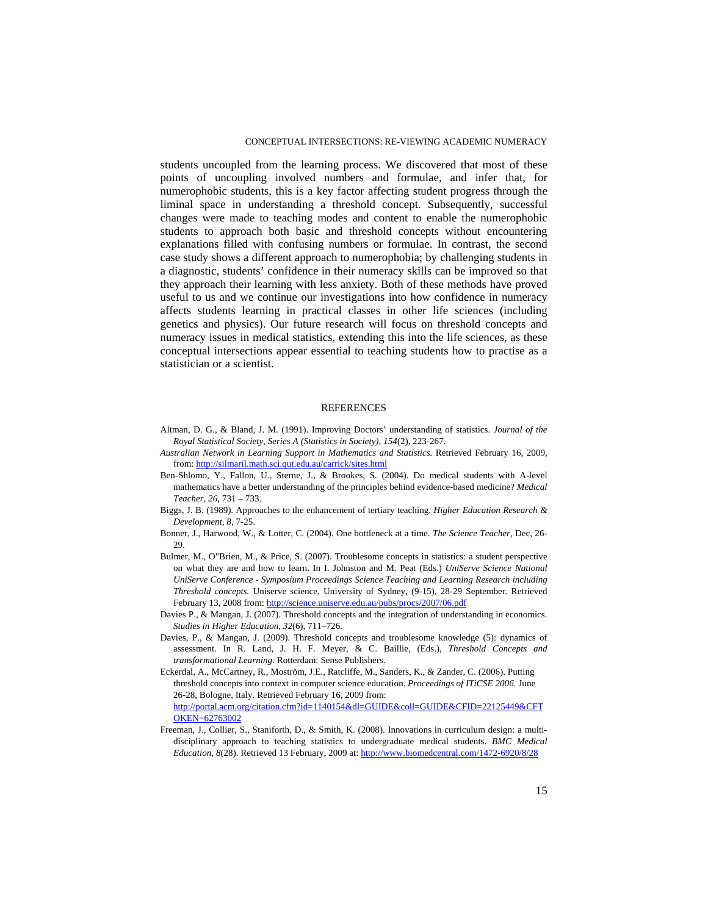students uncoupled from the learning process. We discovered that most of these points of uncoupling involved numbers and formulae, and infer that, for numerophobic students, this is a key factor affecting student progress through the liminal space in understanding a threshold concept. Subsequently, successful changes were made to teaching modes and content to enable the numerophobic students to approach both basic and threshold concepts without encountering explanations filled with confusing numbers or formulae. In contrast, the second case study shows a different approach to numerophobia; by challenging students in a diagnostic, students' confidence in their numeracy skills can be improved so that they approach their learning with less anxiety. Both of these methods have proved useful to us and we continue our investigations into how confidence in numeracy affects students learning in practical classes in other life sciences (including genetics and physics). Our future research will focus on threshold concepts and numeracy issues in medical statistics, extending this into the life sciences, as these conceptual intersections appear essential to teaching students how to practise as a statistician or a scientist.

## REFERENCES

Altman, D. G., & Bland, J. M. (1991). Improving Doctors' understanding of statistics. *Journal of the Royal Statistical Society, Series A (Statistics in Society), 154*(2), 223-267.

*Australian Network in Learning Support in Mathematics and Statistics.* Retrieved February 16, 2009, from: http://silmaril.math.sci.qut.edu.au/carrick/sites.html

Ben-Shlomo, Y., Fallon, U., Sterne, J., & Brookes, S. (2004). Do medical students with A-level mathematics have a better understanding of the principles behind evidence-based medicine? *Medical Teacher, 26*, 731 – 733.

Biggs, J. B. (1989). Approaches to the enhancement of tertiary teaching. *Higher Education Research & Development, 8*, 7-25.

Bonner, J., Harwood, W., & Lotter, C. (2004). One bottleneck at a time. *The Science Teacher*, Dec, 26-29.

Bulmer, M., O"Brien, M., & Price, S. (2007). Troublesome concepts in statistics: a student perspective on what they are and how to learn. In I. Johnston and M. Peat (Eds.) *UniServe Science National UniServe Conference - Symposium Proceedings Science Teaching and Learning Research including Threshold concepts.* Uniserve science, University of Sydney, (9-15), 28-29 September. Retrieved February 13, 2008 from: http://science.uniserve.edu.au/pubs/procs/2007/06.pdf

Davies P., & Mangan, J. (2007). Threshold concepts and the integration of understanding in economics. *Studies in Higher Education, 32*(6), 711–726.

Davies, P., & Mangan, J. (2009). Threshold concepts and troublesome knowledge (5): dynamics of assessment. In R. Land, J. H. F. Meyer, & C. Baillie, (Eds.), *Threshold Concepts and transformational Learning.* Rotterdam: Sense Publishers.

Eckerdal, A., McCartney, R., Moström, J.E., Ratcliffe, M., Sanders, K., & Zander, C. (2006). Putting threshold concepts into context in computer science education. *Proceedings of ITiCSE 2006.* June 26-28, Bologne, Italy. Retrieved February 16, 2009 from: http://portal.acm.org/citation.cfm?id=1140154&dl=GUIDE&coll=GUIDE&CFID=22125449&CFTOKEN=62763002

Freeman, J., Collier, S., Staniforth, D., & Smith, K. (2008). Innovations in curriculum design: a multi-disciplinary approach to teaching statistics to undergraduate medical students. *BMC Medical Education, 8*(28). Retrieved 13 February, 2009 at: http://www.biomedcentral.com/1472-6920/8/28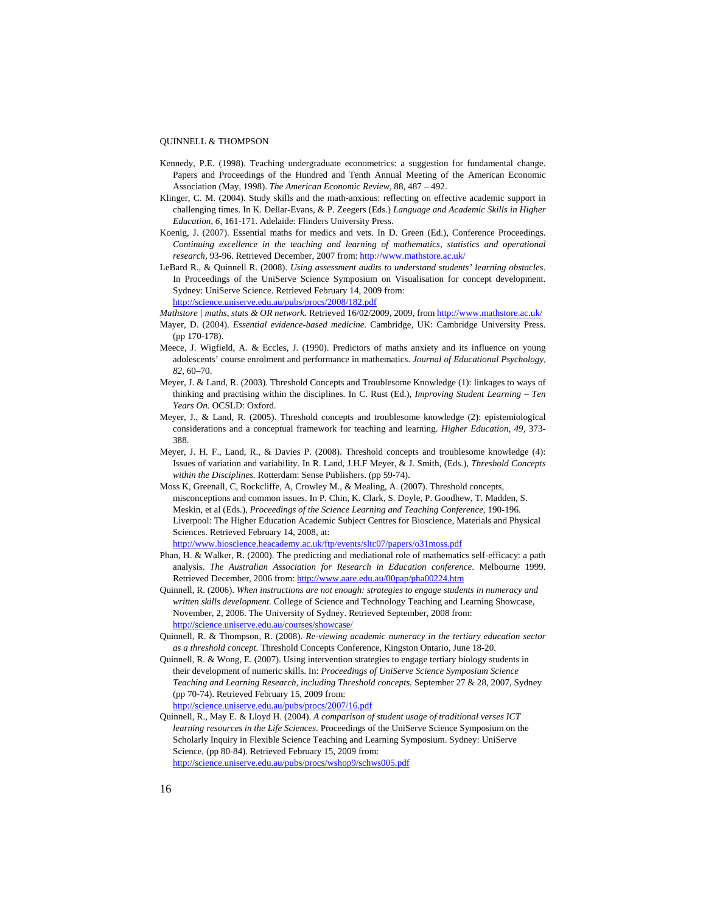Kennedy, P.E. (1998). Teaching undergraduate econometrics: a suggestion for fundamental change. Papers and Proceedings of the Hundred and Tenth Annual Meeting of the American Economic Association (May, 1998). *The American Economic Review*, 88, 487 – 492.

Klinger, C. M. (2004). Study skills and the math-anxious: reflecting on effective academic support in challenging times. In K. Dellar-Evans, & P. Zeegers (Eds.) *Language and Academic Skills in Higher Education, 6*, 161-171. Adelaide: Flinders University Press.

Koenig, J. (2007). Essential maths for medics and vets. In D. Green (Ed.), Conference Proceedings. *Continuing excellence in the teaching and learning of mathematics, statistics and operational research*, 93-96. Retrieved December, 2007 from: http://www.mathstore.ac.uk/

LeBard R., & Quinnell R. (2008). *Using assessment audits to understand students' learning obstacles.* In Proceedings of the UniServe Science Symposium on Visualisation for concept development. Sydney: UniServe Science. Retrieved February 14, 2009 from: http://science.uniserve.edu.au/pubs/procs/2008/182.pdf

*Mathstore | maths, stats & OR network.* Retrieved 16/02/2009, 2009, from http://www.mathstore.ac.uk/

Mayer, D. (2004). *Essential evidence-based medicine.* Cambridge, UK: Cambridge University Press. (pp 170-178).

Meece, J. Wigfield, A. & Eccles, J. (1990). Predictors of maths anxiety and its influence on young adolescents' course enrolment and performance in mathematics. *Journal of Educational Psychology, 82*, 60–70.

Meyer, J. & Land, R. (2003). Threshold Concepts and Troublesome Knowledge (1): linkages to ways of thinking and practising within the disciplines. In C. Rust (Ed.), *Improving Student Learning – Ten Years On.* OCSLD: Oxford.

Meyer, J., & Land, R. (2005). Threshold concepts and troublesome knowledge (2): epistemiological considerations and a conceptual framework for teaching and learning. *Higher Education, 49*, 373-388.

Meyer, J. H. F., Land, R., & Davies P. (2008). Threshold concepts and troublesome knowledge (4): Issues of variation and variability. In R. Land, J.H.F Meyer, & J. Smith, (Eds.), *Threshold Concepts within the Disciplines.* Rotterdam: Sense Publishers. (pp 59-74).

Moss K, Greenall, C, Rockcliffe, A, Crowley M., & Mealing, A. (2007). Threshold concepts, misconceptions and common issues. In P. Chin, K. Clark, S. Doyle, P. Goodhew, T. Madden, S. Meskin, et al (Eds.), *Proceedings of the Science Learning and Teaching Conference*, 190-196. Liverpool: The Higher Education Academic Subject Centres for Bioscience, Materials and Physical Sciences. Retrieved February 14, 2008, at: http://www.bioscience.heacademy.ac.uk/ftp/events/sltc07/papers/o31moss.pdf

Phan, H. & Walker, R. (2000). The predicting and mediational role of mathematics self-efficacy: a path analysis. *The Australian Association for Research in Education conference*. Melbourne 1999. Retrieved December, 2006 from: http://www.aare.edu.au/00pap/pha00224.htm

Quinnell, R. (2006). *When instructions are not enough: strategies to engage students in numeracy and written skills development.* College of Science and Technology Teaching and Learning Showcase, November, 2, 2006. The University of Sydney. Retrieved September, 2008 from: http://science.uniserve.edu.au/courses/showcase/

Quinnell, R. & Thompson, R. (2008). *Re-viewing academic numeracy in the tertiary education sector as a threshold concept.* Threshold Concepts Conference, Kingston Ontario, June 18-20.

Quinnell, R. & Wong, E. (2007). Using intervention strategies to engage tertiary biology students in their development of numeric skills. In: *Proceedings of UniServe Science Symposium Science Teaching and Learning Research, including Threshold concepts.* September 27 & 28, 2007, Sydney (pp 70-74). Retrieved February 15, 2009 from: http://science.uniserve.edu.au/pubs/procs/2007/16.pdf

Quinnell, R., May E. & Lloyd H. (2004). *A comparison of student usage of traditional verses ICT learning resources in the Life Sciences.* Proceedings of the UniServe Science Symposium on the Scholarly Inquiry in Flexible Science Teaching and Learning Symposium. Sydney: UniServe Science, (pp 80-84). Retrieved February 15, 2009 from: http://science.uniserve.edu.au/pubs/procs/wshop9/schws005.pdf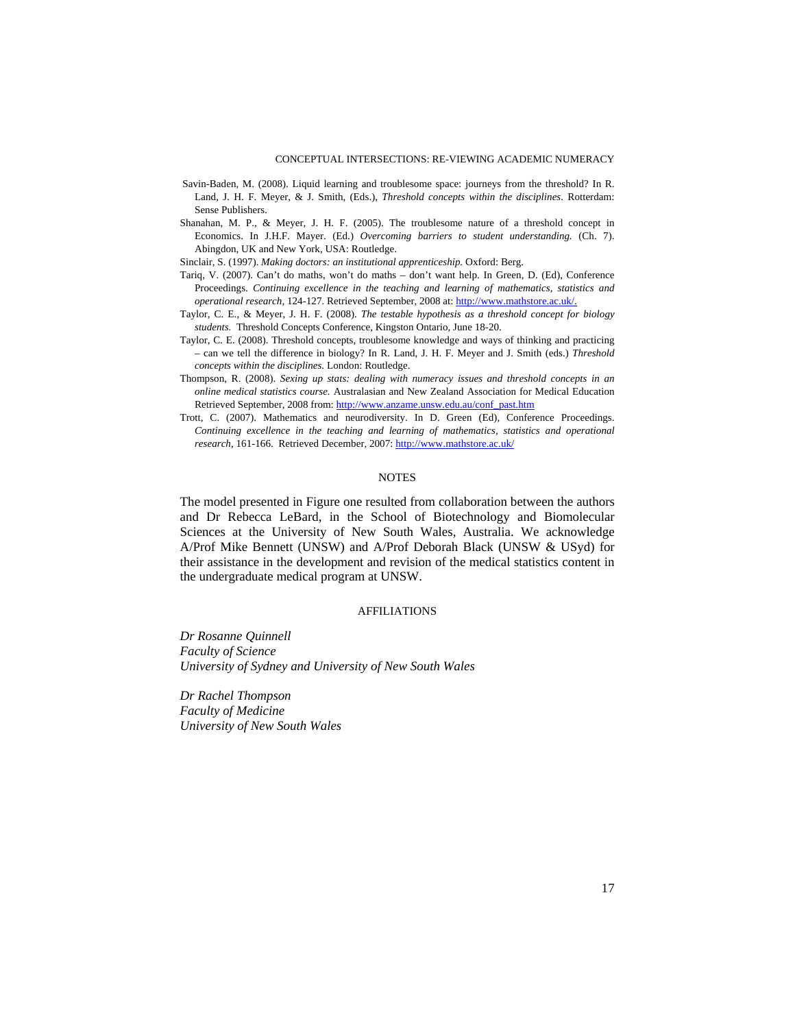Savin-Baden, M. (2008). Liquid learning and troublesome space: journeys from the threshold? In R. Land, J. H. F. Meyer, & J. Smith, (Eds.), *Threshold concepts within the disciplines*. Rotterdam: Sense Publishers.

Shanahan, M. P., & Meyer, J. H. F. (2005). The troublesome nature of a threshold concept in Economics. In J.H.F. Mayer. (Ed.) *Overcoming barriers to student understanding.* (Ch. 7). Abingdon, UK and New York, USA: Routledge.

Sinclair, S. (1997). *Making doctors: an institutional apprenticeship.* Oxford: Berg.

Tariq, V. (2007). Can't do maths, won't do maths – don't want help. In Green, D. (Ed), Conference Proceedings. *Continuing excellence in the teaching and learning of mathematics, statistics and operational research,* 124-127. Retrieved September, 2008 at: http://www.mathstore.ac.uk/.

Taylor, C. E., & Meyer, J. H. F. (2008). *The testable hypothesis as a threshold concept for biology students.* Threshold Concepts Conference, Kingston Ontario, June 18-20.

Taylor, C. E. (2008). Threshold concepts, troublesome knowledge and ways of thinking and practicing – can we tell the difference in biology? In R. Land, J. H. F. Meyer and J. Smith (eds.) *Threshold concepts within the disciplines.* London: Routledge.

Thompson, R. (2008). *Sexing up stats: dealing with numeracy issues and threshold concepts in an online medical statistics course.* Australasian and New Zealand Association for Medical Education Retrieved September, 2008 from: http://www.anzame.unsw.edu.au/conf_past.htm

Trott, C. (2007). Mathematics and neurodiversity. In D. Green (Ed), Conference Proceedings. *Continuing excellence in the teaching and learning of mathematics, statistics and operational research,* 161-166. Retrieved December, 2007: http://www.mathstore.ac.uk/

## NOTES

The model presented in Figure one resulted from collaboration between the authors and Dr Rebecca LeBard, in the School of Biotechnology and Biomolecular Sciences at the University of New South Wales, Australia. We acknowledge A/Prof Mike Bennett (UNSW) and A/Prof Deborah Black (UNSW & USyd) for their assistance in the development and revision of the medical statistics content in the undergraduate medical program at UNSW.

## AFFILIATIONS

*Dr Rosanne Quinnell*
*Faculty of Science*
*University of Sydney and University of New South Wales*

*Dr Rachel Thompson*
*Faculty of Medicine*
*University of New South Wales*